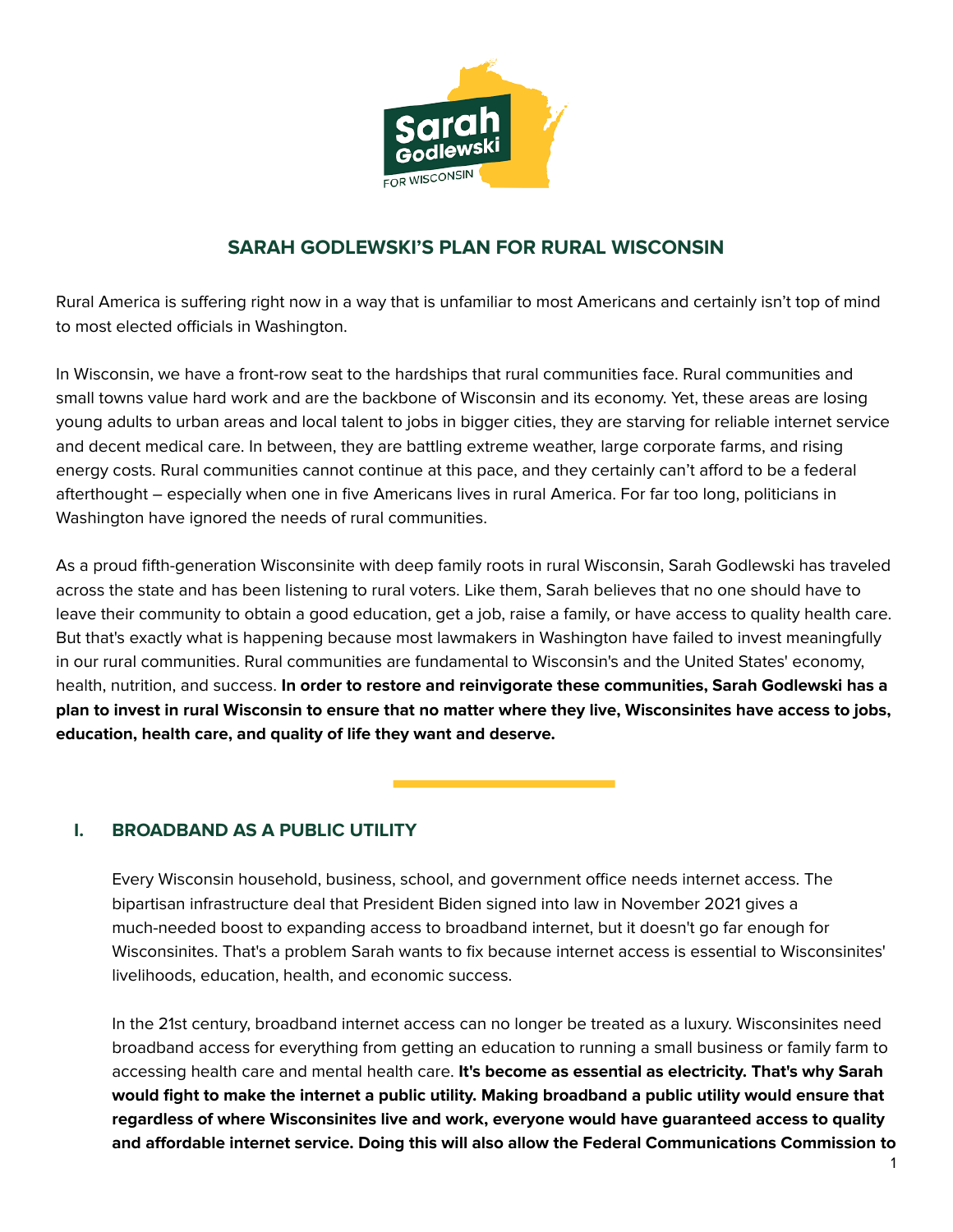# SARAH GODLEWSKI'S PLAN FOR RURAL WISCONSIN

Rural America is suffering right now in a way that is unfamiliar to most Americans and certainly isn't top of mind to most elected officials in Washington.

In Wisconsin, we have a front-row seat to the hardships that rural communities face. Rural communities and small towns value hard work and are the backbone of Wisconsin and its economy. Yet, these areas are losing young adults to urban areas and local talent to jobs in bigger cities, they are starving for reliable internet service and decent medical care. In between, they are battling extreme weather, large corporate farms, and rising energy costs. Rural communities cannot continue at this pace, and they certainly can't afford to be a federal afterthought – especially when one in five Americans lives in rural America. For far too long, politicians in Washington have ignored the needs of rural communities.

As a proud fifth-generation Wisconsinite with deep family roots in rural Wisconsin, Sarah Godlewski has traveled across the state and has been listening to rural voters. Like them, Sarah believes that no one should have to leave their community to obtain a good education, get a job, raise a family, or have access to quality health care. But that's exactly what is happening because most lawmakers in Washington have failed to invest meaningfully in our rural communities. Rural communities are fundamental to Wisconsin's and the United States' economy, health, nutrition, and success. **In order to restore and reinvigorate these communities, Sarah Godlewski has a plan to invest in rural Wisconsin to ensure that no matter where they live, Wisconsinites have access to jobs, education, health care, and quality of life they want and deserve.**

## I. BROADBAND AS A PUBLIC UTILITY

Every Wisconsin household, business, school, and government office needs internet access. The bipartisan infrastructure deal that President Biden signed into law in November 2021 gives a much-needed boost to expanding access to broadband internet, but it doesn't go far enough for Wisconsinites. That's a problem Sarah wants to fix because internet access is essential to Wisconsinites' livelihoods, education, health, and economic success.

In the 21st century, broadband internet access can no longer be treated as a luxury. Wisconsinites need broadband access for everything from getting an education to running a small business or family farm to accessing health care and mental health care. **It's become as essential as electricity. That's why Sarah would fight to make the internet a public utility. Making broadband a public utility would ensure that regardless of where Wisconsinites live and work, everyone would have guaranteed access to quality and affordable internet service. Doing this will also allow the Federal Communications Commission to**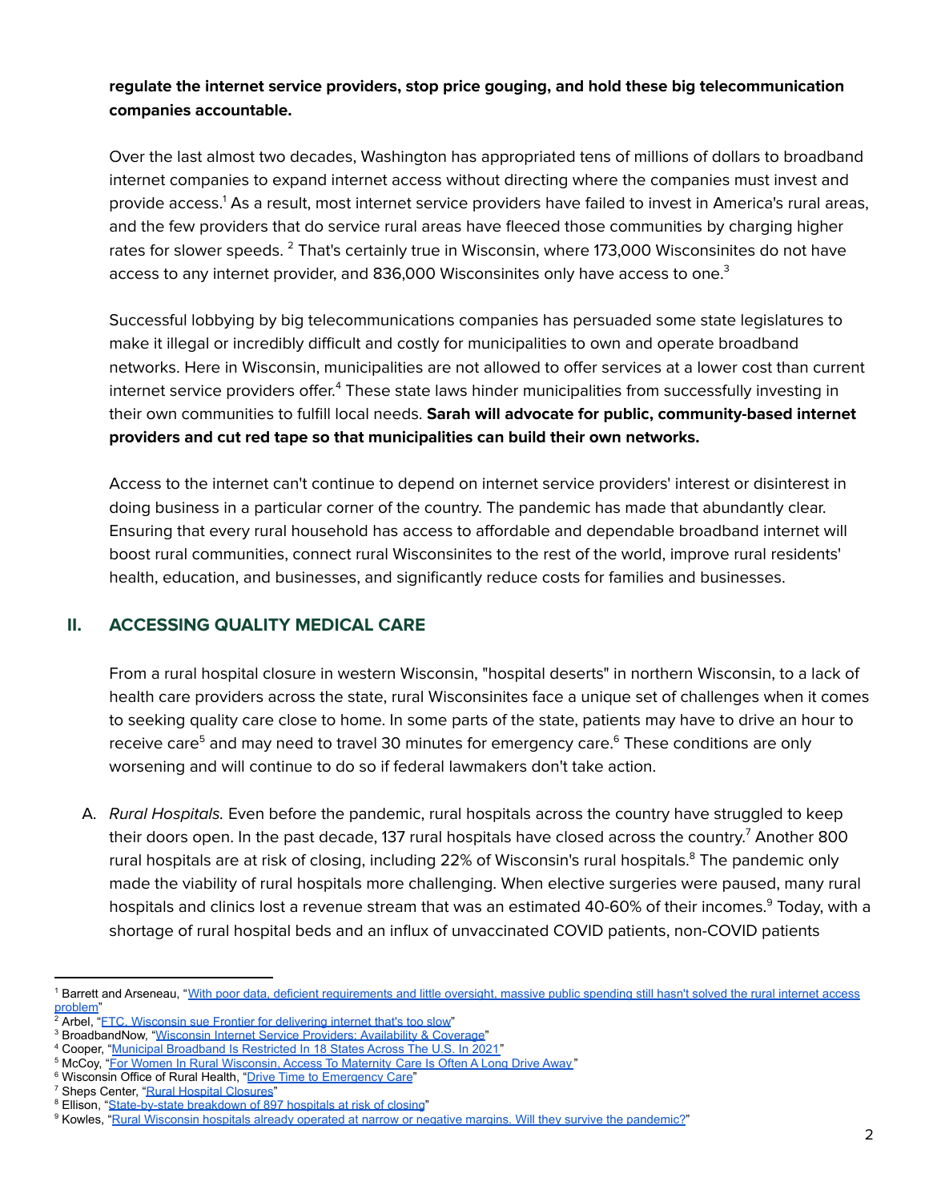**regulate the internet service providers, stop price gouging, and hold these big telecommunication companies accountable.**

Over the last almost two decades, Washington has appropriated tens of millions of dollars to broadband internet companies to expand internet access without directing where the companies must invest and provide access.[1] As a result, most internet service providers have failed to invest in America's rural areas, and the few providers that do service rural areas have fleeced those communities by charging higher rates for slower speeds. [2] That's certainly true in Wisconsin, where 173,000 Wisconsinites do not have access to any internet provider, and 836,000 Wisconsinites only have access to one.[3]

Successful lobbying by big telecommunications companies has persuaded some state legislatures to make it illegal or incredibly difficult and costly for municipalities to own and operate broadband networks. Here in Wisconsin, municipalities are not allowed to offer services at a lower cost than current internet service providers offer.[4] These state laws hinder municipalities from successfully investing in their own communities to fulfill local needs. **Sarah will advocate for public, community-based internet providers and cut red tape so that municipalities can build their own networks.**

Access to the internet can't continue to depend on internet service providers' interest or disinterest in doing business in a particular corner of the country. The pandemic has made that abundantly clear. Ensuring that every rural household has access to affordable and dependable broadband internet will boost rural communities, connect rural Wisconsinites to the rest of the world, improve rural residents' health, education, and businesses, and significantly reduce costs for families and businesses.

## II. ACCESSING QUALITY MEDICAL CARE

From a rural hospital closure in western Wisconsin, "hospital deserts" in northern Wisconsin, to a lack of health care providers across the state, rural Wisconsinites face a unique set of challenges when it comes to seeking quality care close to home. In some parts of the state, patients may have to drive an hour to receive care[5] and may need to travel 30 minutes for emergency care.[6] These conditions are only worsening and will continue to do so if federal lawmakers don't take action.

A. *Rural Hospitals.* Even before the pandemic, rural hospitals across the country have struggled to keep their doors open. In the past decade, 137 rural hospitals have closed across the country.[7] Another 800 rural hospitals are at risk of closing, including 22% of Wisconsin's rural hospitals.[8] The pandemic only made the viability of rural hospitals more challenging. When elective surgeries were paused, many rural hospitals and clinics lost a revenue stream that was an estimated 40-60% of their incomes.[9] Today, with a shortage of rural hospital beds and an influx of unvaccinated COVID patients, non-COVID patients

---

[1] Barrett and Arseneau, "With poor data, deficient requirements and little oversight, massive public spending still hasn't solved the rural internet access problem"
[2] Arbel, "FTC, Wisconsin sue Frontier for delivering internet that's too slow"
[3] BroadbandNow, "Wisconsin Internet Service Providers: Availability & Coverage"
[4] Cooper, "Municipal Broadband Is Restricted In 18 States Across The U.S. In 2021"
[5] McCoy, "For Women In Rural Wisconsin, Access To Maternity Care Is Often A Long Drive Away"
[6] Wisconsin Office of Rural Health, "Drive Time to Emergency Care"
[7] Sheps Center, "Rural Hospital Closures"
[8] Ellison, "State-by-state breakdown of 897 hospitals at risk of closing"
[9] Kowles, "Rural Wisconsin hospitals already operated at narrow or negative margins. Will they survive the pandemic?"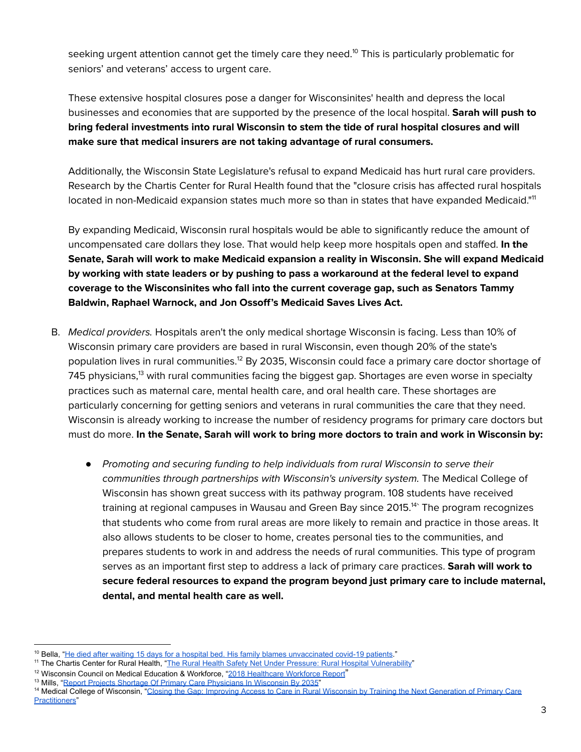seeking urgent attention cannot get the timely care they need.[10] This is particularly problematic for seniors' and veterans' access to urgent care.

These extensive hospital closures pose a danger for Wisconsinites' health and depress the local businesses and economies that are supported by the presence of the local hospital. **Sarah will push to bring federal investments into rural Wisconsin to stem the tide of rural hospital closures and will make sure that medical insurers are not taking advantage of rural consumers.**

Additionally, the Wisconsin State Legislature's refusal to expand Medicaid has hurt rural care providers. Research by the Chartis Center for Rural Health found that the "closure crisis has affected rural hospitals located in non-Medicaid expansion states much more so than in states that have expanded Medicaid."[11]

By expanding Medicaid, Wisconsin rural hospitals would be able to significantly reduce the amount of uncompensated care dollars they lose. That would help keep more hospitals open and staffed. **In the Senate, Sarah will work to make Medicaid expansion a reality in Wisconsin. She will expand Medicaid by working with state leaders or by pushing to pass a workaround at the federal level to expand coverage to the Wisconsinites who fall into the current coverage gap, such as Senators Tammy Baldwin, Raphael Warnock, and Jon Ossoff's Medicaid Saves Lives Act.**

B. *Medical providers.* Hospitals aren't the only medical shortage Wisconsin is facing. Less than 10% of Wisconsin primary care providers are based in rural Wisconsin, even though 20% of the state's population lives in rural communities.[12] By 2035, Wisconsin could face a primary care doctor shortage of 745 physicians,[13] with rural communities facing the biggest gap. Shortages are even worse in specialty practices such as maternal care, mental health care, and oral health care. These shortages are particularly concerning for getting seniors and veterans in rural communities the care that they need. Wisconsin is already working to increase the number of residency programs for primary care doctors but must do more. **In the Senate, Sarah will work to bring more doctors to train and work in Wisconsin by:**

   - *Promoting and securing funding to help individuals from rural Wisconsin to serve their communities through partnerships with Wisconsin's university system.* The Medical College of Wisconsin has shown great success with its pathway program. 108 students have received training at regional campuses in Wausau and Green Bay since 2015.[14] The program recognizes that students who come from rural areas are more likely to remain and practice in those areas. It also allows students to be closer to home, creates personal ties to the communities, and prepares students to work in and address the needs of rural communities. This type of program serves as an important first step to address a lack of primary care practices. **Sarah will work to secure federal resources to expand the program beyond just primary care to include maternal, dental, and mental health care as well.**

---

[10] Bella, "He died after waiting 15 days for a hospital bed. His family blames unvaccinated covid-19 patients."

[11] The Chartis Center for Rural Health, "The Rural Health Safety Net Under Pressure: Rural Hospital Vulnerability"

[12] Wisconsin Council on Medical Education & Workforce, "2018 Healthcare Workforce Report"

[13] Mills, "Report Projects Shortage Of Primary Care Physicians In Wisconsin By 2035"

[14] Medical College of Wisconsin, "Closing the Gap: Improving Access to Care in Rural Wisconsin by Training the Next Generation of Primary Care Practitioners"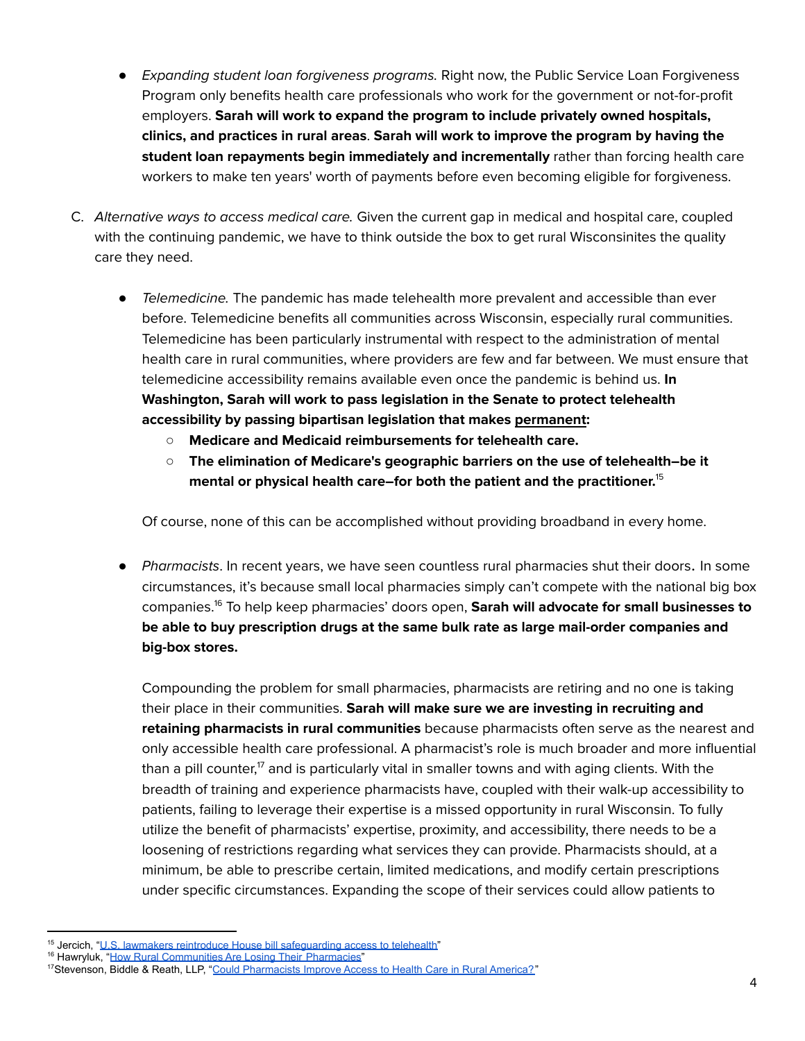- *Expanding student loan forgiveness programs.* Right now, the Public Service Loan Forgiveness Program only benefits health care professionals who work for the government or not-for-profit employers. **Sarah will work to expand the program to include privately owned hospitals, clinics, and practices in rural areas**. **Sarah will work to improve the program by having the student loan repayments begin immediately and incrementally** rather than forcing health care workers to make ten years' worth of payments before even becoming eligible for forgiveness.

C. *Alternative ways to access medical care.* Given the current gap in medical and hospital care, coupled with the continuing pandemic, we have to think outside the box to get rural Wisconsinites the quality care they need.

- *Telemedicine.* The pandemic has made telehealth more prevalent and accessible than ever before. Telemedicine benefits all communities across Wisconsin, especially rural communities. Telemedicine has been particularly instrumental with respect to the administration of mental health care in rural communities, where providers are few and far between. We must ensure that telemedicine accessibility remains available even once the pandemic is behind us. **In Washington, Sarah will work to pass legislation in the Senate to protect telehealth accessibility by passing bipartisan legislation that makes <u>permanent</u>:**
  - **Medicare and Medicaid reimbursements for telehealth care.**
  - **The elimination of Medicare's geographic barriers on the use of telehealth–be it mental or physical health care–for both the patient and the practitioner.**[15]

  Of course, none of this can be accomplished without providing broadband in every home.

- *Pharmacists*. In recent years, we have seen countless rural pharmacies shut their doors**.** In some circumstances, it's because small local pharmacies simply can't compete with the national big box companies.[16] To help keep pharmacies' doors open, **Sarah will advocate for small businesses to be able to buy prescription drugs at the same bulk rate as large mail-order companies and big-box stores.**

  Compounding the problem for small pharmacies, pharmacists are retiring and no one is taking their place in their communities. **Sarah will make sure we are investing in recruiting and retaining pharmacists in rural communities** because pharmacists often serve as the nearest and only accessible health care professional. A pharmacist's role is much broader and more influential than a pill counter,[17] and is particularly vital in smaller towns and with aging clients. With the breadth of training and experience pharmacists have, coupled with their walk-up accessibility to patients, failing to leverage their expertise is a missed opportunity in rural Wisconsin. To fully utilize the benefit of pharmacists' expertise, proximity, and accessibility, there needs to be a loosening of restrictions regarding what services they can provide. Pharmacists should, at a minimum, be able to prescribe certain, limited medications, and modify certain prescriptions under specific circumstances. Expanding the scope of their services could allow patients to

---

[15] Jercich, "[U.S. lawmakers reintroduce House bill safeguarding access to telehealth]()"
[16] Hawryluk, "[How Rural Communities Are Losing Their Pharmacies]()"
[17] Stevenson, Biddle & Reath, LLP, "[Could Pharmacists Improve Access to Health Care in Rural America?]()"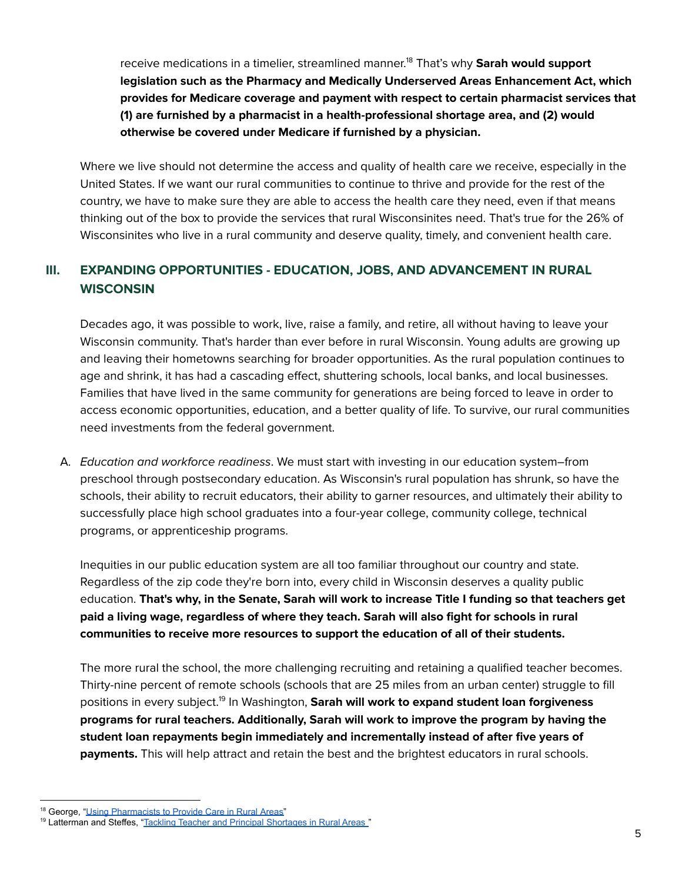receive medications in a timelier, streamlined manner.[18] That's why **Sarah would support legislation such as the Pharmacy and Medically Underserved Areas Enhancement Act, which provides for Medicare coverage and payment with respect to certain pharmacist services that (1) are furnished by a pharmacist in a health-professional shortage area, and (2) would otherwise be covered under Medicare if furnished by a physician.**

Where we live should not determine the access and quality of health care we receive, especially in the United States. If we want our rural communities to continue to thrive and provide for the rest of the country, we have to make sure they are able to access the health care they need, even if that means thinking out of the box to provide the services that rural Wisconsinites need. That's true for the 26% of Wisconsinites who live in a rural community and deserve quality, timely, and convenient health care.

## III. EXPANDING OPPORTUNITIES - EDUCATION, JOBS, AND ADVANCEMENT IN RURAL WISCONSIN

Decades ago, it was possible to work, live, raise a family, and retire, all without having to leave your Wisconsin community. That's harder than ever before in rural Wisconsin. Young adults are growing up and leaving their hometowns searching for broader opportunities. As the rural population continues to age and shrink, it has had a cascading effect, shuttering schools, local banks, and local businesses. Families that have lived in the same community for generations are being forced to leave in order to access economic opportunities, education, and a better quality of life. To survive, our rural communities need investments from the federal government.

A. *Education and workforce readiness*. We must start with investing in our education system–from preschool through postsecondary education. As Wisconsin's rural population has shrunk, so have the schools, their ability to recruit educators, their ability to garner resources, and ultimately their ability to successfully place high school graduates into a four-year college, community college, technical programs, or apprenticeship programs.

   Inequities in our public education system are all too familiar throughout our country and state. Regardless of the zip code they're born into, every child in Wisconsin deserves a quality public education. **That's why, in the Senate, Sarah will work to increase Title I funding so that teachers get paid a living wage, regardless of where they teach. Sarah will also fight for schools in rural communities to receive more resources to support the education of all of their students.**

   The more rural the school, the more challenging recruiting and retaining a qualified teacher becomes. Thirty-nine percent of remote schools (schools that are 25 miles from an urban center) struggle to fill positions in every subject.[19] In Washington, **Sarah will work to expand student loan forgiveness programs for rural teachers. Additionally, Sarah will work to improve the program by having the student loan repayments begin immediately and incrementally instead of after five years of payments.** This will help attract and retain the best and the brightest educators in rural schools.

---

[18] George, "Using Pharmacists to Provide Care in Rural Areas"

[19] Latterman and Steffes, "Tackling Teacher and Principal Shortages in Rural Areas "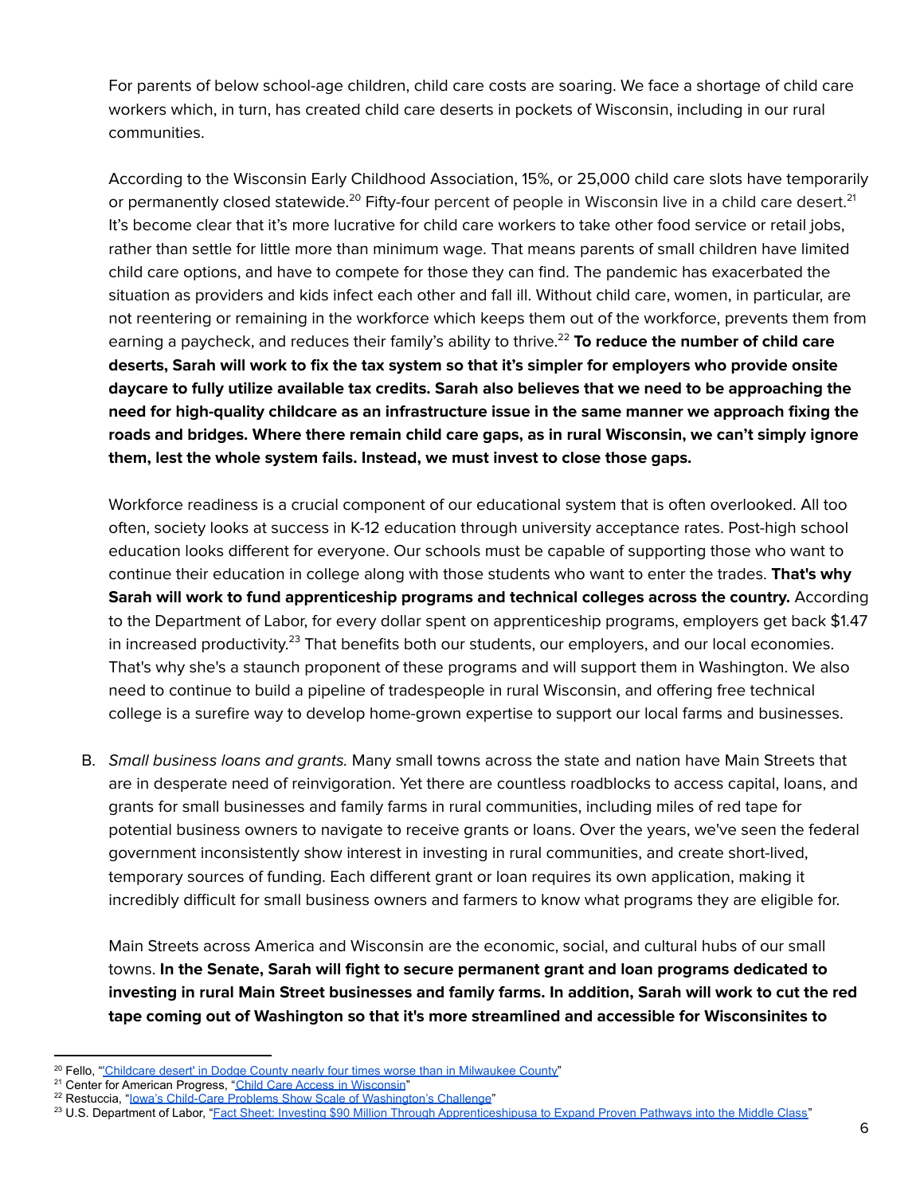For parents of below school-age children, child care costs are soaring. We face a shortage of child care workers which, in turn, has created child care deserts in pockets of Wisconsin, including in our rural communities.

According to the Wisconsin Early Childhood Association, 15%, or 25,000 child care slots have temporarily or permanently closed statewide.[20] Fifty-four percent of people in Wisconsin live in a child care desert.[21] It's become clear that it's more lucrative for child care workers to take other food service or retail jobs, rather than settle for little more than minimum wage. That means parents of small children have limited child care options, and have to compete for those they can find. The pandemic has exacerbated the situation as providers and kids infect each other and fall ill. Without child care, women, in particular, are not reentering or remaining in the workforce which keeps them out of the workforce, prevents them from earning a paycheck, and reduces their family's ability to thrive.[22] **To reduce the number of child care deserts, Sarah will work to fix the tax system so that it's simpler for employers who provide onsite daycare to fully utilize available tax credits. Sarah also believes that we need to be approaching the need for high-quality childcare as an infrastructure issue in the same manner we approach fixing the roads and bridges. Where there remain child care gaps, as in rural Wisconsin, we can't simply ignore them, lest the whole system fails. Instead, we must invest to close those gaps.**

Workforce readiness is a crucial component of our educational system that is often overlooked. All too often, society looks at success in K-12 education through university acceptance rates. Post-high school education looks different for everyone. Our schools must be capable of supporting those who want to continue their education in college along with those students who want to enter the trades. **That's why Sarah will work to fund apprenticeship programs and technical colleges across the country.** According to the Department of Labor, for every dollar spent on apprenticeship programs, employers get back $1.47 in increased productivity.[23] That benefits both our students, our employers, and our local economies. That's why she's a staunch proponent of these programs and will support them in Washington. We also need to continue to build a pipeline of tradespeople in rural Wisconsin, and offering free technical college is a surefire way to develop home-grown expertise to support our local farms and businesses.

B. *Small business loans and grants.* Many small towns across the state and nation have Main Streets that are in desperate need of reinvigoration. Yet there are countless roadblocks to access capital, loans, and grants for small businesses and family farms in rural communities, including miles of red tape for potential business owners to navigate to receive grants or loans. Over the years, we've seen the federal government inconsistently show interest in investing in rural communities, and create short-lived, temporary sources of funding. Each different grant or loan requires its own application, making it incredibly difficult for small business owners and farmers to know what programs they are eligible for.

   Main Streets across America and Wisconsin are the economic, social, and cultural hubs of our small towns. **In the Senate, Sarah will fight to secure permanent grant and loan programs dedicated to investing in rural Main Street businesses and family farms. In addition, Sarah will work to cut the red tape coming out of Washington so that it's more streamlined and accessible for Wisconsinites to**

---

[20] Fello, "'Childcare desert' in Dodge County nearly four times worse than in Milwaukee County"
[21] Center for American Progress, "Child Care Access in Wisconsin"
[22] Restuccia, "Iowa's Child-Care Problems Show Scale of Washington's Challenge"
[23] U.S. Department of Labor, "Fact Sheet: Investing $90 Million Through Apprenticeshipusa to Expand Proven Pathways into the Middle Class"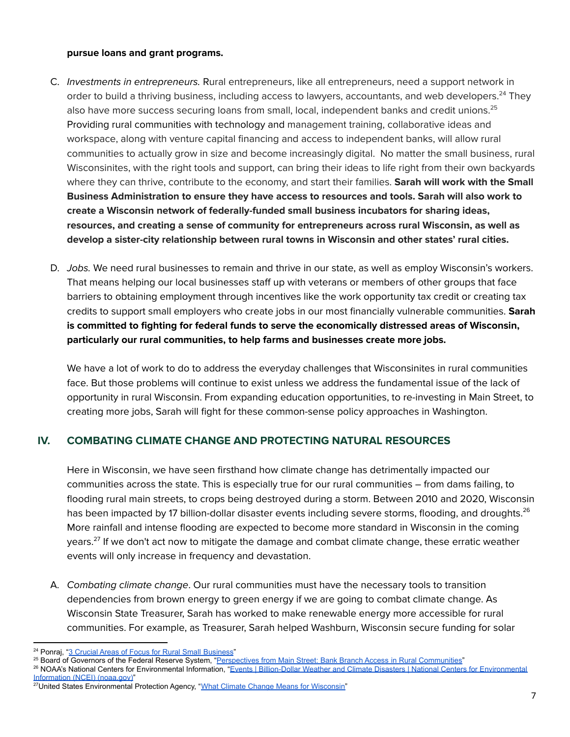**pursue loans and grant programs.**

C. *Investments in entrepreneurs.* Rural entrepreneurs, like all entrepreneurs, need a support network in order to build a thriving business, including access to lawyers, accountants, and web developers.[24] They also have more success securing loans from small, local, independent banks and credit unions.[25] Providing rural communities with technology and management training, collaborative ideas and workspace, along with venture capital financing and access to independent banks, will allow rural communities to actually grow in size and become increasingly digital. No matter the small business, rural Wisconsinites, with the right tools and support, can bring their ideas to life right from their own backyards where they can thrive, contribute to the economy, and start their families. **Sarah will work with the Small Business Administration to ensure they have access to resources and tools. Sarah will also work to create a Wisconsin network of federally-funded small business incubators for sharing ideas, resources, and creating a sense of community for entrepreneurs across rural Wisconsin, as well as develop a sister-city relationship between rural towns in Wisconsin and other states' rural cities.**

D. *Jobs.* We need rural businesses to remain and thrive in our state, as well as employ Wisconsin's workers. That means helping our local businesses staff up with veterans or members of other groups that face barriers to obtaining employment through incentives like the work opportunity tax credit or creating tax credits to support small employers who create jobs in our most financially vulnerable communities. **Sarah is committed to fighting for federal funds to serve the economically distressed areas of Wisconsin, particularly our rural communities, to help farms and businesses create more jobs.**

We have a lot of work to do to address the everyday challenges that Wisconsinites in rural communities face. But those problems will continue to exist unless we address the fundamental issue of the lack of opportunity in rural Wisconsin. From expanding education opportunities, to re-investing in Main Street, to creating more jobs, Sarah will fight for these common-sense policy approaches in Washington.

## IV. COMBATING CLIMATE CHANGE AND PROTECTING NATURAL RESOURCES

Here in Wisconsin, we have seen firsthand how climate change has detrimentally impacted our communities across the state. This is especially true for our rural communities – from dams failing, to flooding rural main streets, to crops being destroyed during a storm. Between 2010 and 2020, Wisconsin has been impacted by 17 billion-dollar disaster events including severe storms, flooding, and droughts.[26] More rainfall and intense flooding are expected to become more standard in Wisconsin in the coming years.[27] If we don't act now to mitigate the damage and combat climate change, these erratic weather events will only increase in frequency and devastation.

A. *Combating climate change*. Our rural communities must have the necessary tools to transition dependencies from brown energy to green energy if we are going to combat climate change. As Wisconsin State Treasurer, Sarah has worked to make renewable energy more accessible for rural communities. For example, as Treasurer, Sarah helped Washburn, Wisconsin secure funding for solar

---

[24] Ponraj, "3 Crucial Areas of Focus for Rural Small Business"

[25] Board of Governors of the Federal Reserve System, "Perspectives from Main Street: Bank Branch Access in Rural Communities"

[26] NOAA's National Centers for Environmental Information, "Events | Billion-Dollar Weather and Climate Disasters | National Centers for Environmental Information (NCEI) (noaa.gov)"

[27] United States Environmental Protection Agency, "What Climate Change Means for Wisconsin"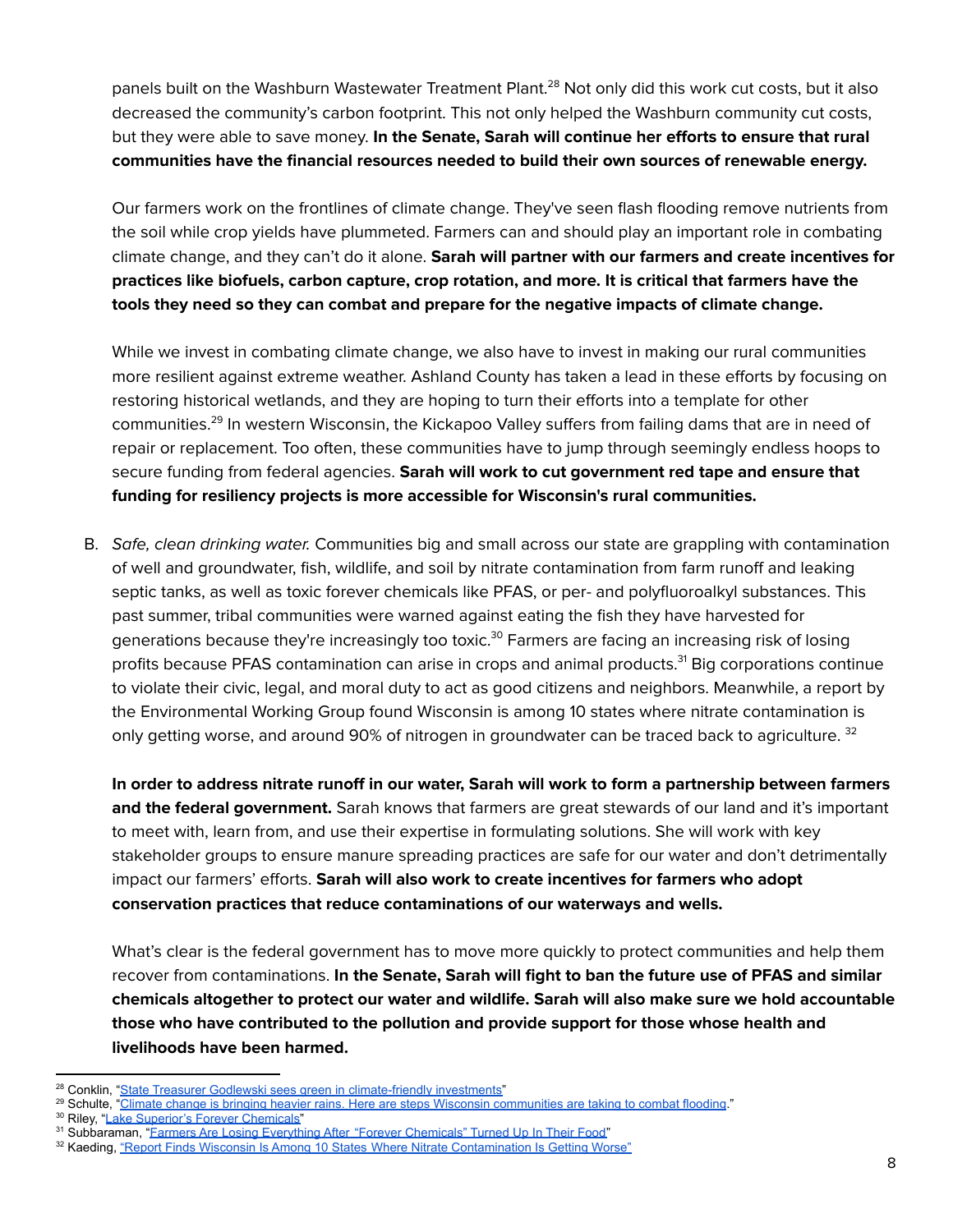panels built on the Washburn Wastewater Treatment Plant.[28] Not only did this work cut costs, but it also decreased the community's carbon footprint. This not only helped the Washburn community cut costs, but they were able to save money. **In the Senate, Sarah will continue her efforts to ensure that rural communities have the financial resources needed to build their own sources of renewable energy.**

Our farmers work on the frontlines of climate change. They've seen flash flooding remove nutrients from the soil while crop yields have plummeted. Farmers can and should play an important role in combating climate change, and they can't do it alone. **Sarah will partner with our farmers and create incentives for practices like biofuels, carbon capture, crop rotation, and more. It is critical that farmers have the tools they need so they can combat and prepare for the negative impacts of climate change.**

While we invest in combating climate change, we also have to invest in making our rural communities more resilient against extreme weather. Ashland County has taken a lead in these efforts by focusing on restoring historical wetlands, and they are hoping to turn their efforts into a template for other communities.[29] In western Wisconsin, the Kickapoo Valley suffers from failing dams that are in need of repair or replacement. Too often, these communities have to jump through seemingly endless hoops to secure funding from federal agencies. **Sarah will work to cut government red tape and ensure that funding for resiliency projects is more accessible for Wisconsin's rural communities.**

B. *Safe, clean drinking water.* Communities big and small across our state are grappling with contamination of well and groundwater, fish, wildlife, and soil by nitrate contamination from farm runoff and leaking septic tanks, as well as toxic forever chemicals like PFAS, or per- and polyfluoroalkyl substances. This past summer, tribal communities were warned against eating the fish they have harvested for generations because they're increasingly too toxic.[30] Farmers are facing an increasing risk of losing profits because PFAS contamination can arise in crops and animal products.[31] Big corporations continue to violate their civic, legal, and moral duty to act as good citizens and neighbors. Meanwhile, a report by the Environmental Working Group found Wisconsin is among 10 states where nitrate contamination is only getting worse, and around 90% of nitrogen in groundwater can be traced back to agriculture. [32]

**In order to address nitrate runoff in our water, Sarah will work to form a partnership between farmers and the federal government.** Sarah knows that farmers are great stewards of our land and it's important to meet with, learn from, and use their expertise in formulating solutions. She will work with key stakeholder groups to ensure manure spreading practices are safe for our water and don't detrimentally impact our farmers' efforts. **Sarah will also work to create incentives for farmers who adopt conservation practices that reduce contaminations of our waterways and wells.**

What's clear is the federal government has to move more quickly to protect communities and help them recover from contaminations. **In the Senate, Sarah will fight to ban the future use of PFAS and similar chemicals altogether to protect our water and wildlife. Sarah will also make sure we hold accountable those who have contributed to the pollution and provide support for those whose health and livelihoods have been harmed.**

---

[28] Conklin, "State Treasurer Godlewski sees green in climate-friendly investments"
[29] Schulte, "Climate change is bringing heavier rains. Here are steps Wisconsin communities are taking to combat flooding."
[30] Riley, "Lake Superior's Forever Chemicals"
[31] Subbaraman, "Farmers Are Losing Everything After "Forever Chemicals" Turned Up In Their Food"
[32] Kaeding, "Report Finds Wisconsin Is Among 10 States Where Nitrate Contamination Is Getting Worse"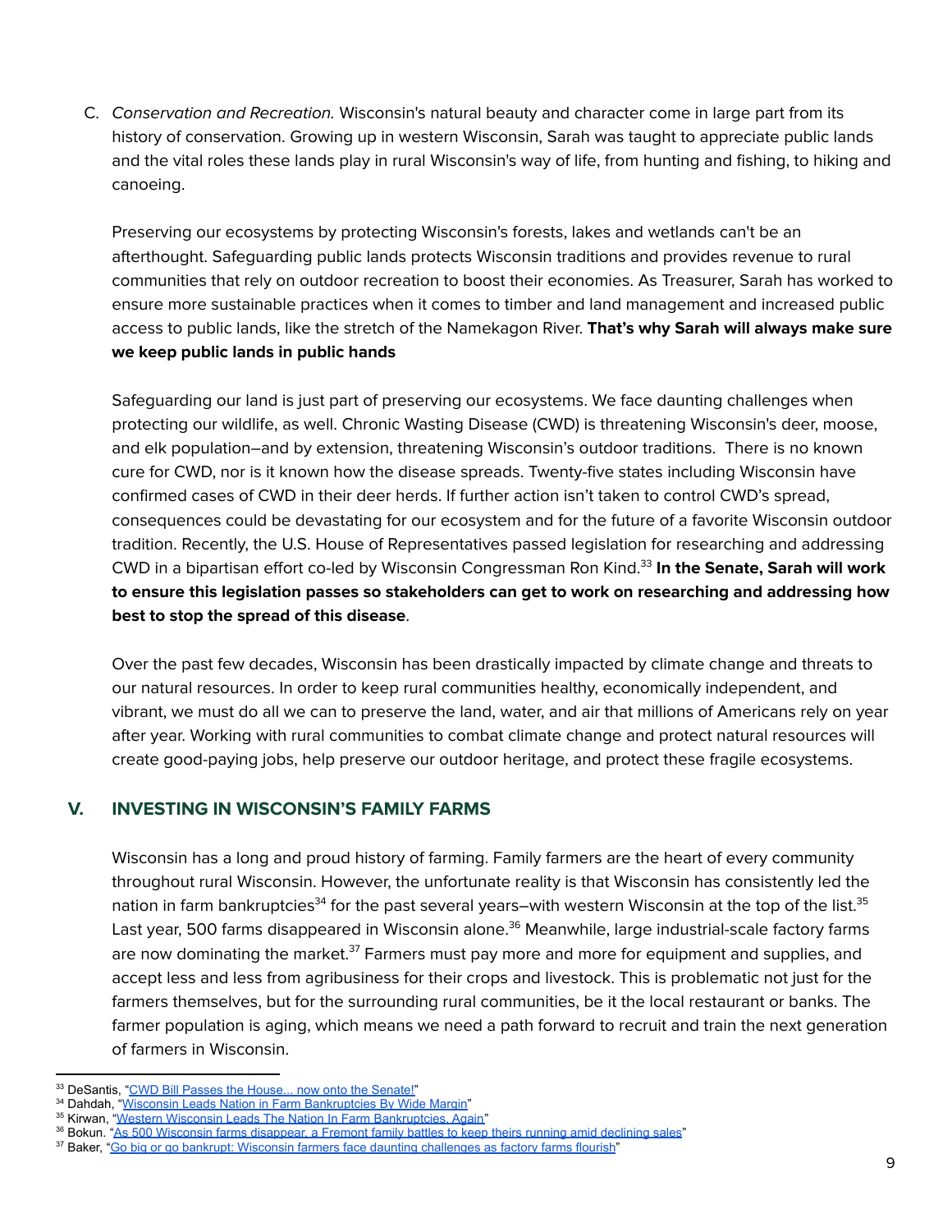C. *Conservation and Recreation.* Wisconsin's natural beauty and character come in large part from its history of conservation. Growing up in western Wisconsin, Sarah was taught to appreciate public lands and the vital roles these lands play in rural Wisconsin's way of life, from hunting and fishing, to hiking and canoeing.

Preserving our ecosystems by protecting Wisconsin's forests, lakes and wetlands can't be an afterthought. Safeguarding public lands protects Wisconsin traditions and provides revenue to rural communities that rely on outdoor recreation to boost their economies. As Treasurer, Sarah has worked to ensure more sustainable practices when it comes to timber and land management and increased public access to public lands, like the stretch of the Namekagon River. **That's why Sarah will always make sure we keep public lands in public hands**

Safeguarding our land is just part of preserving our ecosystems. We face daunting challenges when protecting our wildlife, as well. Chronic Wasting Disease (CWD) is threatening Wisconsin's deer, moose, and elk population–and by extension, threatening Wisconsin's outdoor traditions. There is no known cure for CWD, nor is it known how the disease spreads. Twenty-five states including Wisconsin have confirmed cases of CWD in their deer herds. If further action isn't taken to control CWD's spread, consequences could be devastating for our ecosystem and for the future of a favorite Wisconsin outdoor tradition. Recently, the U.S. House of Representatives passed legislation for researching and addressing CWD in a bipartisan effort co-led by Wisconsin Congressman Ron Kind.[33] **In the Senate, Sarah will work to ensure this legislation passes so stakeholders can get to work on researching and addressing how best to stop the spread of this disease**.

Over the past few decades, Wisconsin has been drastically impacted by climate change and threats to our natural resources. In order to keep rural communities healthy, economically independent, and vibrant, we must do all we can to preserve the land, water, and air that millions of Americans rely on year after year. Working with rural communities to combat climate change and protect natural resources will create good-paying jobs, help preserve our outdoor heritage, and protect these fragile ecosystems.

## V. INVESTING IN WISCONSIN'S FAMILY FARMS

Wisconsin has a long and proud history of farming. Family farmers are the heart of every community throughout rural Wisconsin. However, the unfortunate reality is that Wisconsin has consistently led the nation in farm bankruptcies[34] for the past several years–with western Wisconsin at the top of the list.[35] Last year, 500 farms disappeared in Wisconsin alone.[36] Meanwhile, large industrial-scale factory farms are now dominating the market.[37] Farmers must pay more and more for equipment and supplies, and accept less and less from agribusiness for their crops and livestock. This is problematic not just for the farmers themselves, but for the surrounding rural communities, be it the local restaurant or banks. The farmer population is aging, which means we need a path forward to recruit and train the next generation of farmers in Wisconsin.

---

[33] DeSantis, "CWD Bill Passes the House... now onto the Senate!"
[34] Dahdah, "Wisconsin Leads Nation in Farm Bankruptcies By Wide Margin"
[35] Kirwan, "Western Wisconsin Leads The Nation In Farm Bankruptcies, Again"
[36] Bokun. "As 500 Wisconsin farms disappear, a Fremont family battles to keep theirs running amid declining sales"
[37] Baker, "Go big or go bankrupt: Wisconsin farmers face daunting challenges as factory farms flourish"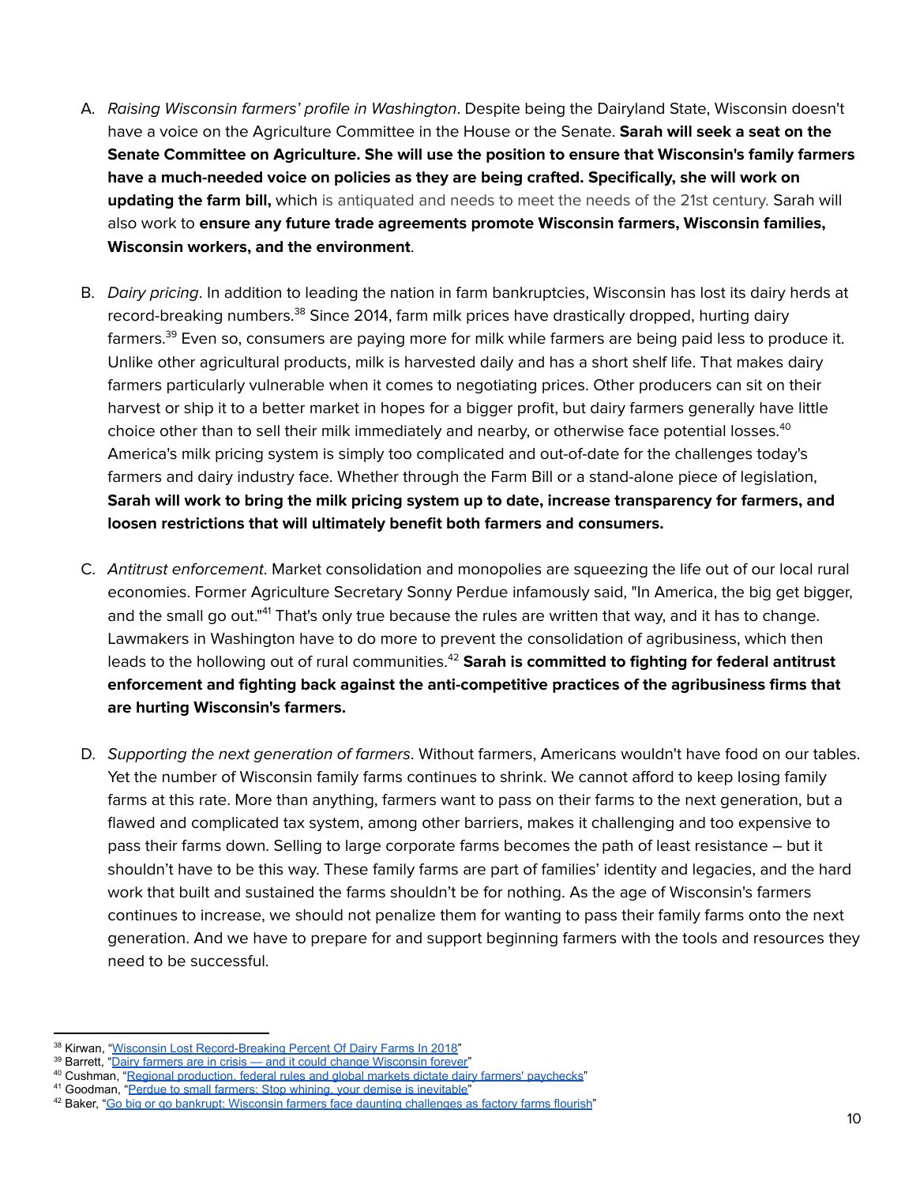A. *Raising Wisconsin farmers' profile in Washington*. Despite being the Dairyland State, Wisconsin doesn't have a voice on the Agriculture Committee in the House or the Senate. **Sarah will seek a seat on the Senate Committee on Agriculture. She will use the position to ensure that Wisconsin's family farmers have a much-needed voice on policies as they are being crafted. Specifically, she will work on updating the farm bill,** which is antiquated and needs to meet the needs of the 21st century. Sarah will also work to **ensure any future trade agreements promote Wisconsin farmers, Wisconsin families, Wisconsin workers, and the environment**.

B. *Dairy pricing*. In addition to leading the nation in farm bankruptcies, Wisconsin has lost its dairy herds at record-breaking numbers.[38] Since 2014, farm milk prices have drastically dropped, hurting dairy farmers.[39] Even so, consumers are paying more for milk while farmers are being paid less to produce it. Unlike other agricultural products, milk is harvested daily and has a short shelf life. That makes dairy farmers particularly vulnerable when it comes to negotiating prices. Other producers can sit on their harvest or ship it to a better market in hopes for a bigger profit, but dairy farmers generally have little choice other than to sell their milk immediately and nearby, or otherwise face potential losses.[40] America's milk pricing system is simply too complicated and out-of-date for the challenges today's farmers and dairy industry face. Whether through the Farm Bill or a stand-alone piece of legislation, **Sarah will work to bring the milk pricing system up to date, increase transparency for farmers, and loosen restrictions that will ultimately benefit both farmers and consumers.**

C. *Antitrust enforcement*. Market consolidation and monopolies are squeezing the life out of our local rural economies. Former Agriculture Secretary Sonny Perdue infamously said, "In America, the big get bigger, and the small go out."[41] That's only true because the rules are written that way, and it has to change. Lawmakers in Washington have to do more to prevent the consolidation of agribusiness, which then leads to the hollowing out of rural communities.[42] **Sarah is committed to fighting for federal antitrust enforcement and fighting back against the anti-competitive practices of the agribusiness firms that are hurting Wisconsin's farmers.**

D. *Supporting the next generation of farmers*. Without farmers, Americans wouldn't have food on our tables. Yet the number of Wisconsin family farms continues to shrink. We cannot afford to keep losing family farms at this rate. More than anything, farmers want to pass on their farms to the next generation, but a flawed and complicated tax system, among other barriers, makes it challenging and too expensive to pass their farms down. Selling to large corporate farms becomes the path of least resistance – but it shouldn't have to be this way. These family farms are part of families' identity and legacies, and the hard work that built and sustained the farms shouldn't be for nothing. As the age of Wisconsin's farmers continues to increase, we should not penalize them for wanting to pass their family farms onto the next generation. And we have to prepare for and support beginning farmers with the tools and resources they need to be successful.

---

[38] Kirwan, "Wisconsin Lost Record-Breaking Percent Of Dairy Farms In 2018"
[39] Barrett, "Dairy farmers are in crisis — and it could change Wisconsin forever"
[40] Cushman, "Regional production, federal rules and global markets dictate dairy farmers' paychecks"
[41] Goodman, "Perdue to small farmers: Stop whining, your demise is inevitable"
[42] Baker, "Go big or go bankrupt: Wisconsin farmers face daunting challenges as factory farms flourish"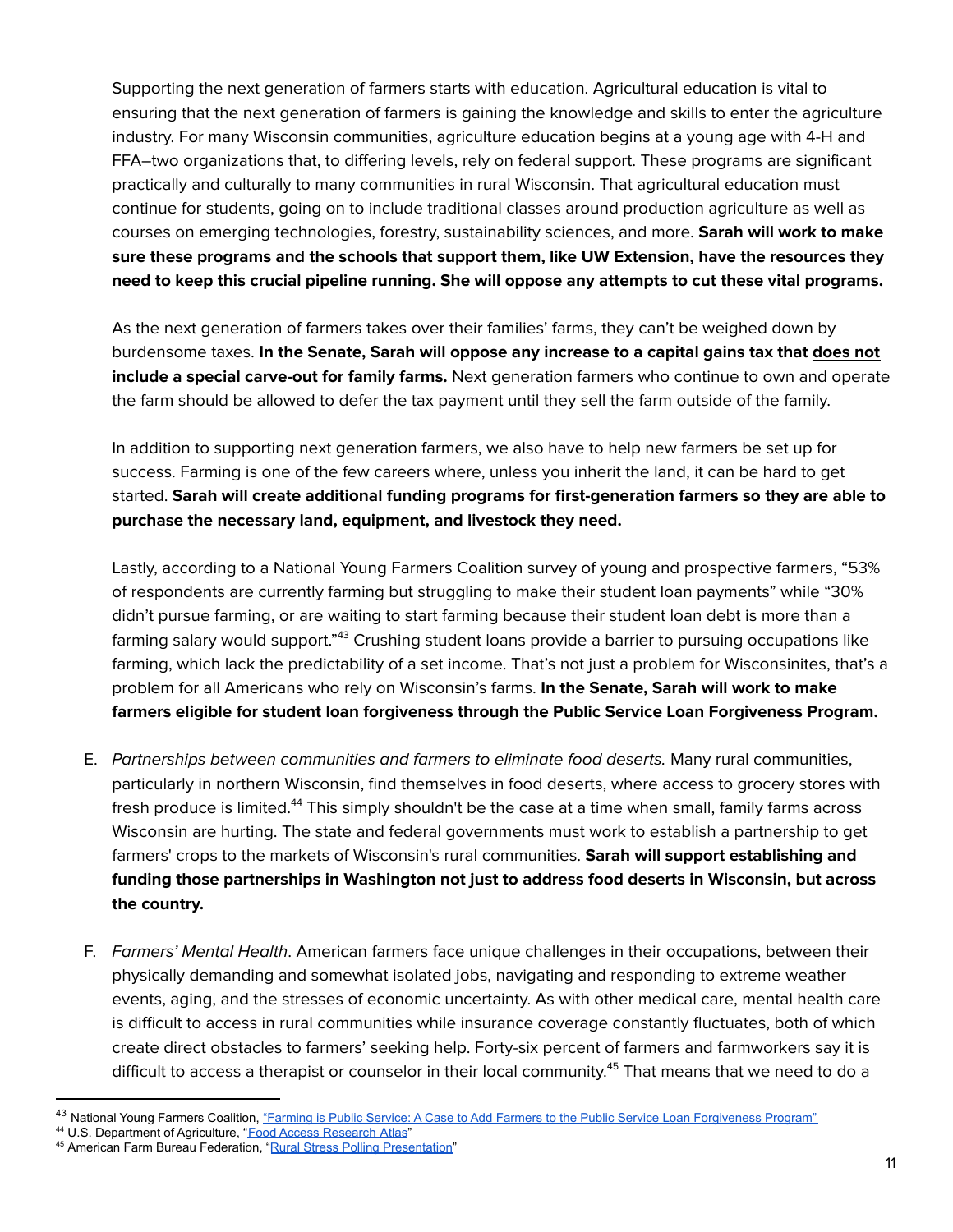Supporting the next generation of farmers starts with education. Agricultural education is vital to ensuring that the next generation of farmers is gaining the knowledge and skills to enter the agriculture industry. For many Wisconsin communities, agriculture education begins at a young age with 4-H and FFA–two organizations that, to differing levels, rely on federal support. These programs are significant practically and culturally to many communities in rural Wisconsin. That agricultural education must continue for students, going on to include traditional classes around production agriculture as well as courses on emerging technologies, forestry, sustainability sciences, and more. **Sarah will work to make sure these programs and the schools that support them, like UW Extension, have the resources they need to keep this crucial pipeline running. She will oppose any attempts to cut these vital programs.**

As the next generation of farmers takes over their families' farms, they can't be weighed down by burdensome taxes. **In the Senate, Sarah will oppose any increase to a capital gains tax that <u>does not</u> include a special carve-out for family farms.** Next generation farmers who continue to own and operate the farm should be allowed to defer the tax payment until they sell the farm outside of the family.

In addition to supporting next generation farmers, we also have to help new farmers be set up for success. Farming is one of the few careers where, unless you inherit the land, it can be hard to get started. **Sarah will create additional funding programs for first-generation farmers so they are able to purchase the necessary land, equipment, and livestock they need.**

Lastly, according to a National Young Farmers Coalition survey of young and prospective farmers, "53% of respondents are currently farming but struggling to make their student loan payments" while "30% didn't pursue farming, or are waiting to start farming because their student loan debt is more than a farming salary would support."[43] Crushing student loans provide a barrier to pursuing occupations like farming, which lack the predictability of a set income. That's not just a problem for Wisconsinites, that's a problem for all Americans who rely on Wisconsin's farms. **In the Senate, Sarah will work to make farmers eligible for student loan forgiveness through the Public Service Loan Forgiveness Program.**

E. *Partnerships between communities and farmers to eliminate food deserts.* Many rural communities, particularly in northern Wisconsin, find themselves in food deserts, where access to grocery stores with fresh produce is limited.[44] This simply shouldn't be the case at a time when small, family farms across Wisconsin are hurting. The state and federal governments must work to establish a partnership to get farmers' crops to the markets of Wisconsin's rural communities. **Sarah will support establishing and funding those partnerships in Washington not just to address food deserts in Wisconsin, but across the country.**

F. *Farmers' Mental Health*. American farmers face unique challenges in their occupations, between their physically demanding and somewhat isolated jobs, navigating and responding to extreme weather events, aging, and the stresses of economic uncertainty. As with other medical care, mental health care is difficult to access in rural communities while insurance coverage constantly fluctuates, both of which create direct obstacles to farmers' seeking help. Forty-six percent of farmers and farmworkers say it is difficult to access a therapist or counselor in their local community.[45] That means that we need to do a

---

[43] National Young Farmers Coalition, "Farming is Public Service: A Case to Add Farmers to the Public Service Loan Forgiveness Program"
[44] U.S. Department of Agriculture, "Food Access Research Atlas"
[45] American Farm Bureau Federation, "Rural Stress Polling Presentation"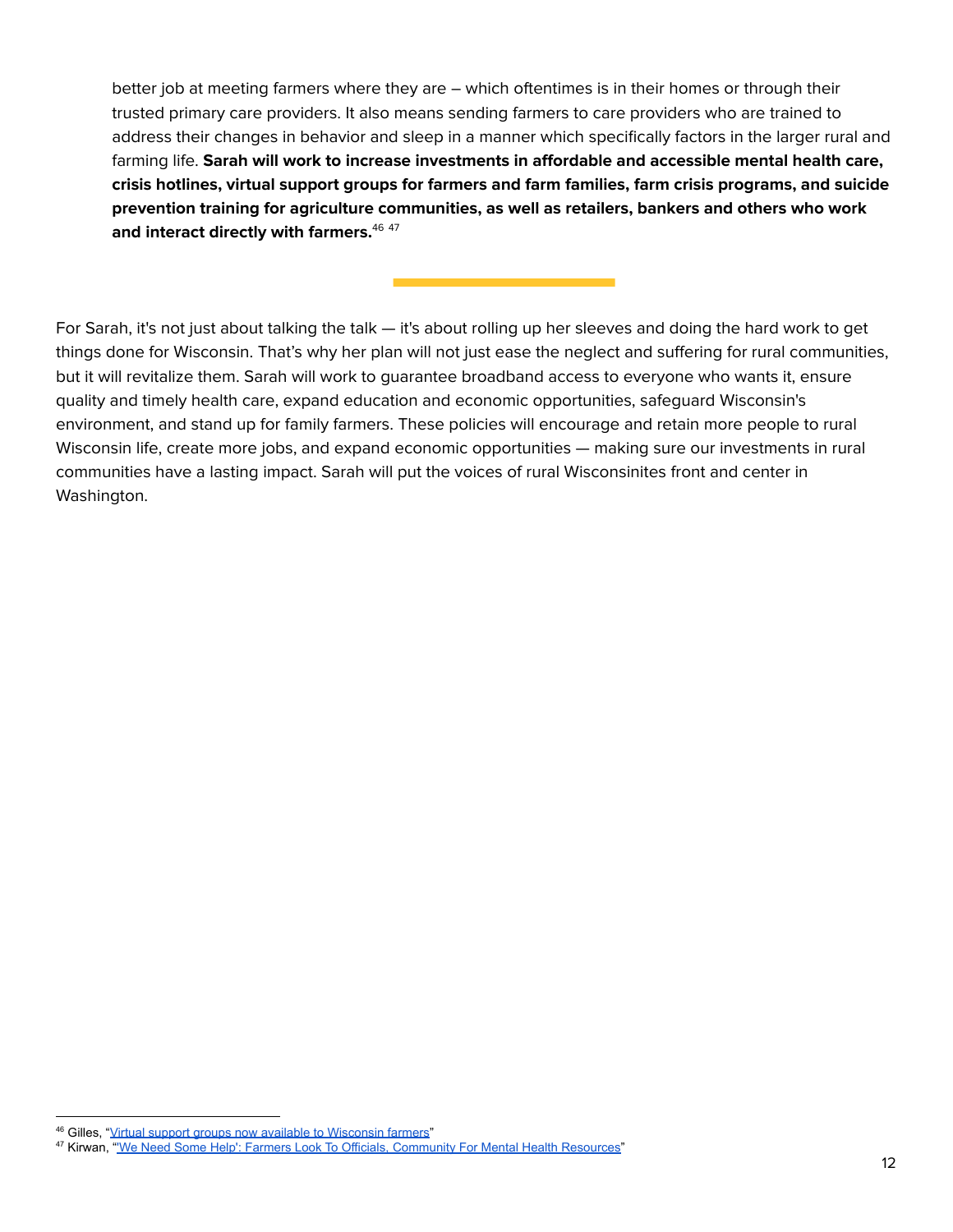better job at meeting farmers where they are – which oftentimes is in their homes or through their trusted primary care providers. It also means sending farmers to care providers who are trained to address their changes in behavior and sleep in a manner which specifically factors in the larger rural and farming life. **Sarah will work to increase investments in affordable and accessible mental health care, crisis hotlines, virtual support groups for farmers and farm families, farm crisis programs, and suicide prevention training for agriculture communities, as well as retailers, bankers and others who work and interact directly with farmers.**[46] [47]

---

For Sarah, it's not just about talking the talk — it's about rolling up her sleeves and doing the hard work to get things done for Wisconsin. That's why her plan will not just ease the neglect and suffering for rural communities, but it will revitalize them. Sarah will work to guarantee broadband access to everyone who wants it, ensure quality and timely health care, expand education and economic opportunities, safeguard Wisconsin's environment, and stand up for family farmers. These policies will encourage and retain more people to rural Wisconsin life, create more jobs, and expand economic opportunities — making sure our investments in rural communities have a lasting impact. Sarah will put the voices of rural Wisconsinites front and center in Washington.

[46] Gilles, "Virtual support groups now available to Wisconsin farmers"

[47] Kirwan, "'We Need Some Help': Farmers Look To Officials, Community For Mental Health Resources"